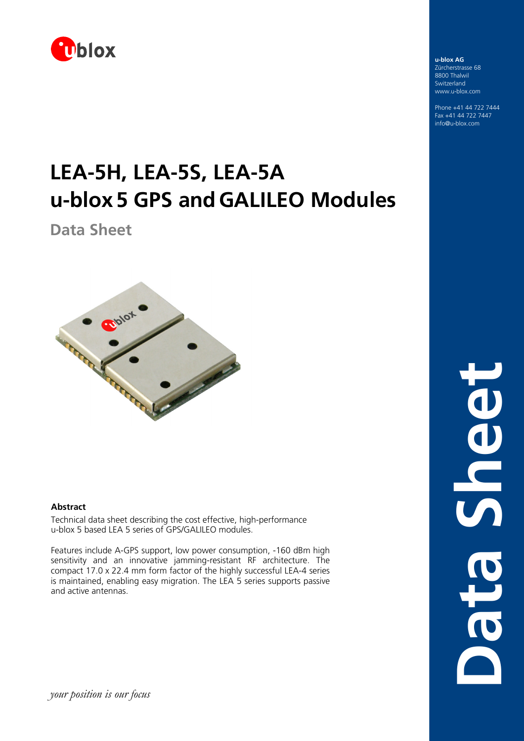u-blox AG
Zürcherstrasse 68
8800 Thalwil
Switzerland
www.u-blox.com

Phone +41 44 722 7444
Fax +41 44 722 7447
info@u-blox.com

# LEA-5H, LEA-5S, LEA-5A u-blox 5 GPS and GALILEO Modules

## Data Sheet

### Abstract

Technical data sheet describing the cost effective, high-performance u-blox 5 based LEA 5 series of GPS/GALILEO modules.

Features include A-GPS support, low power consumption, -160 dBm high sensitivity and an innovative jamming-resistant RF architecture. The compact 17.0 x 22.4 mm form factor of the highly successful LEA-4 series is maintained, enabling easy migration. The LEA 5 series supports passive and active antennas.

*your position is our focus*

Data Sheet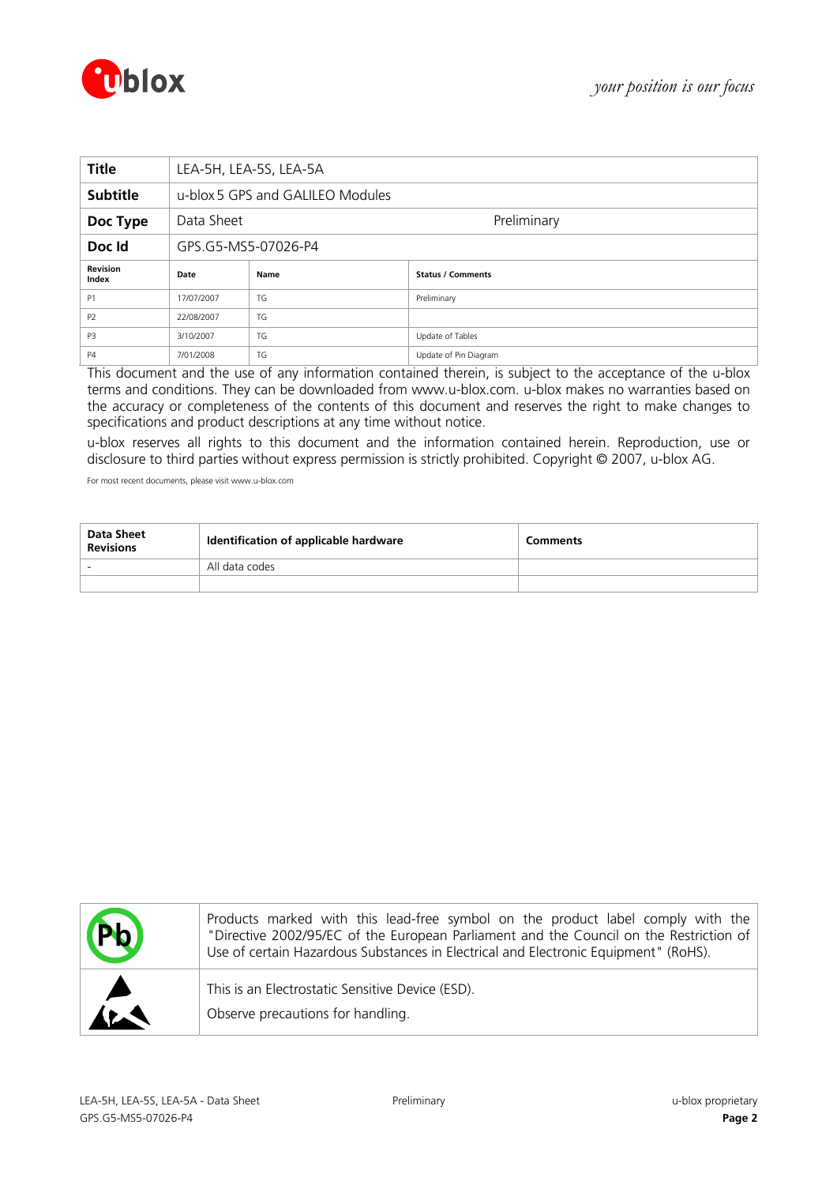| Title | LEA-5H, LEA-5S, LEA-5A | | |
|---|---|---|---|
| Subtitle | u-blox 5 GPS and GALILEO Modules | | |
| Doc Type | Data Sheet | | Preliminary |
| Doc Id | GPS.G5-MS5-07026-P4 | | |
| **Revision Index** | **Date** | **Name** | **Status / Comments** |
| P1 | 17/07/2007 | TG | Preliminary |
| P2 | 22/08/2007 | TG | |
| P3 | 3/10/2007 | TG | Update of Tables |
| P4 | 7/01/2008 | TG | Update of Pin Diagram |

This document and the use of any information contained therein, is subject to the acceptance of the u-blox terms and conditions. They can be downloaded from www.u-blox.com. u-blox makes no warranties based on the accuracy or completeness of the contents of this document and reserves the right to make changes to specifications and product descriptions at any time without notice.

u-blox reserves all rights to this document and the information contained herein. Reproduction, use or disclosure to third parties without express permission is strictly prohibited. Copyright © 2007, u-blox AG.

For most recent documents, please visit www.u-blox.com

| Data Sheet Revisions | Identification of applicable hardware | Comments |
|---|---|---|
| - | All data codes | |
| | | |

| | |
|---|---|
| Pb | Products marked with this lead-free symbol on the product label comply with the "Directive 2002/95/EC of the European Parliament and the Council on the Restriction of Use of certain Hazardous Substances in Electrical and Electronic Equipment" (RoHS). |
| | This is an Electrostatic Sensitive Device (ESD). Observe precautions for handling. |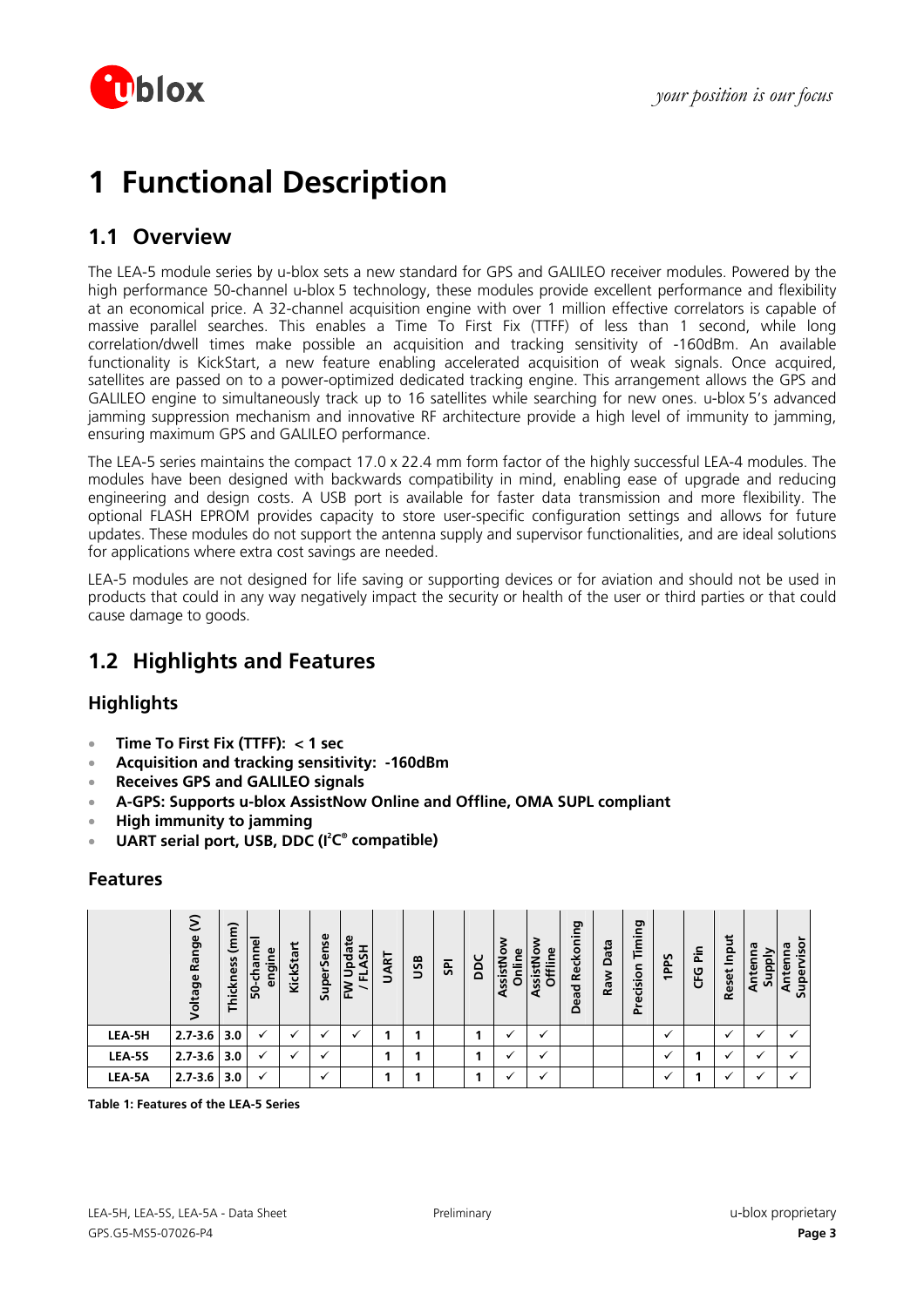# 1 Functional Description

## 1.1 Overview

The LEA-5 module series by u-blox sets a new standard for GPS and GALILEO receiver modules. Powered by the high performance 50-channel u-blox 5 technology, these modules provide excellent performance and flexibility at an economical price. A 32-channel acquisition engine with over 1 million effective correlators is capable of massive parallel searches. This enables a Time To First Fix (TTFF) of less than 1 second, while long correlation/dwell times make possible an acquisition and tracking sensitivity of -160dBm. An available functionality is KickStart, a new feature enabling accelerated acquisition of weak signals. Once acquired, satellites are passed on to a power-optimized dedicated tracking engine. This arrangement allows the GPS and GALILEO engine to simultaneously track up to 16 satellites while searching for new ones. u-blox 5's advanced jamming suppression mechanism and innovative RF architecture provide a high level of immunity to jamming, ensuring maximum GPS and GALILEO performance.

The LEA-5 series maintains the compact 17.0 x 22.4 mm form factor of the highly successful LEA-4 modules. The modules have been designed with backwards compatibility in mind, enabling ease of upgrade and reducing engineering and design costs. A USB port is available for faster data transmission and more flexibility. The optional FLASH EPROM provides capacity to store user-specific configuration settings and allows for future updates. These modules do not support the antenna supply and supervisor functionalities, and are ideal solutions for applications where extra cost savings are needed.

LEA-5 modules are not designed for life saving or supporting devices or for aviation and should not be used in products that could in any way negatively impact the security or health of the user or third parties or that could cause damage to goods.

## 1.2 Highlights and Features

### Highlights

- **Time To First Fix (TTFF): < 1 sec**
- **Acquisition and tracking sensitivity: -160dBm**
- **Receives GPS and GALILEO signals**
- **A-GPS: Supports u-blox AssistNow Online and Offline, OMA SUPL compliant**
- **High immunity to jamming**
- **UART serial port, USB, DDC (I$^2$C® compatible)**

### Features

| | Voltage Range (V) | Thickness (mm) | 50-channel engine | KickStart | SuperSense | FW Update / FLASH | UART | USB | SPI | DDC | AssistNow Online | AssistNow Offline | Dead Reckoning | Raw Data | Precision Timing | 1PPS | CFG Pin | Reset Input | Antenna Supply | Antenna Supervisor |
|---|---|---|---|---|---|---|---|---|---|---|---|---|---|---|---|---|---|---|---|---|
| **LEA-5H** | **2.7-3.6** | **3.0** | ✓ | ✓ | ✓ | ✓ | **1** | **1** | | **1** | ✓ | ✓ | | | | ✓ | | ✓ | ✓ | ✓ |
| **LEA-5S** | **2.7-3.6** | **3.0** | ✓ | ✓ | ✓ | | **1** | **1** | | **1** | ✓ | ✓ | | | | ✓ | **1** | ✓ | ✓ | ✓ |
| **LEA-5A** | **2.7-3.6** | **3.0** | ✓ | | ✓ | | **1** | **1** | | **1** | ✓ | ✓ | | | | ✓ | **1** | ✓ | ✓ | ✓ |

**Table 1: Features of the LEA-5 Series**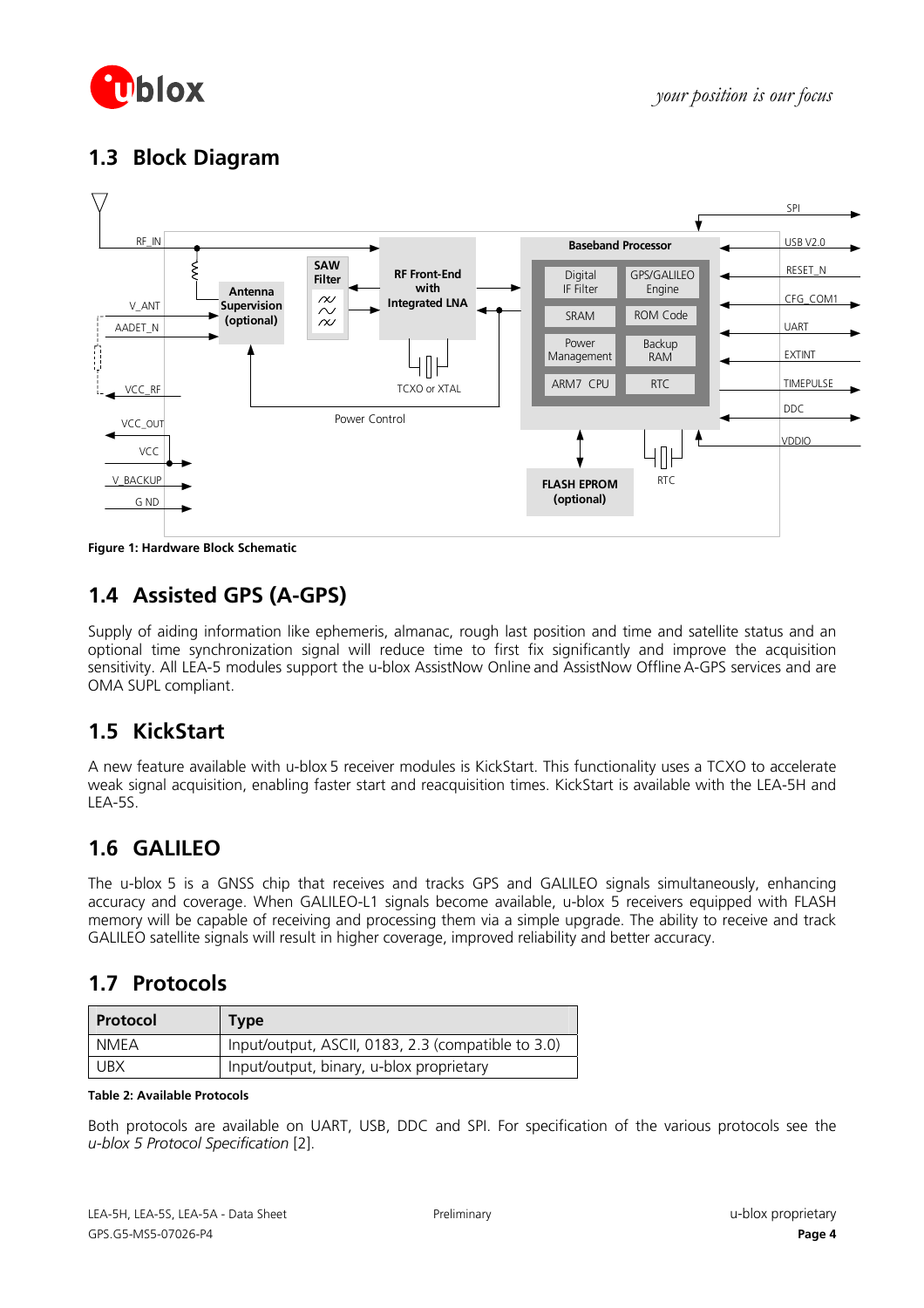## 1.3 Block Diagram

Figure 1: Hardware Block Schematic

## 1.4 Assisted GPS (A-GPS)

Supply of aiding information like ephemeris, almanac, rough last position and time and satellite status and an optional time synchronization signal will reduce time to first fix significantly and improve the acquisition sensitivity. All LEA-5 modules support the u-blox AssistNow Online and AssistNow Offline A-GPS services and are OMA SUPL compliant.

## 1.5 KickStart

A new feature available with u-blox 5 receiver modules is KickStart. This functionality uses a TCXO to accelerate weak signal acquisition, enabling faster start and reacquisition times. KickStart is available with the LEA-5H and LEA-5S.

## 1.6 GALILEO

The u-blox 5 is a GNSS chip that receives and tracks GPS and GALILEO signals simultaneously, enhancing accuracy and coverage. When GALILEO-L1 signals become available, u-blox 5 receivers equipped with FLASH memory will be capable of receiving and processing them via a simple upgrade. The ability to receive and track GALILEO satellite signals will result in higher coverage, improved reliability and better accuracy.

## 1.7 Protocols

| Protocol | Type |
|---|---|
| NMEA | Input/output, ASCII, 0183, 2.3 (compatible to 3.0) |
| UBX | Input/output, binary, u-blox proprietary |

**Table 2: Available Protocols**

Both protocols are available on UART, USB, DDC and SPI. For specification of the various protocols see the *u-blox 5 Protocol Specification* [2].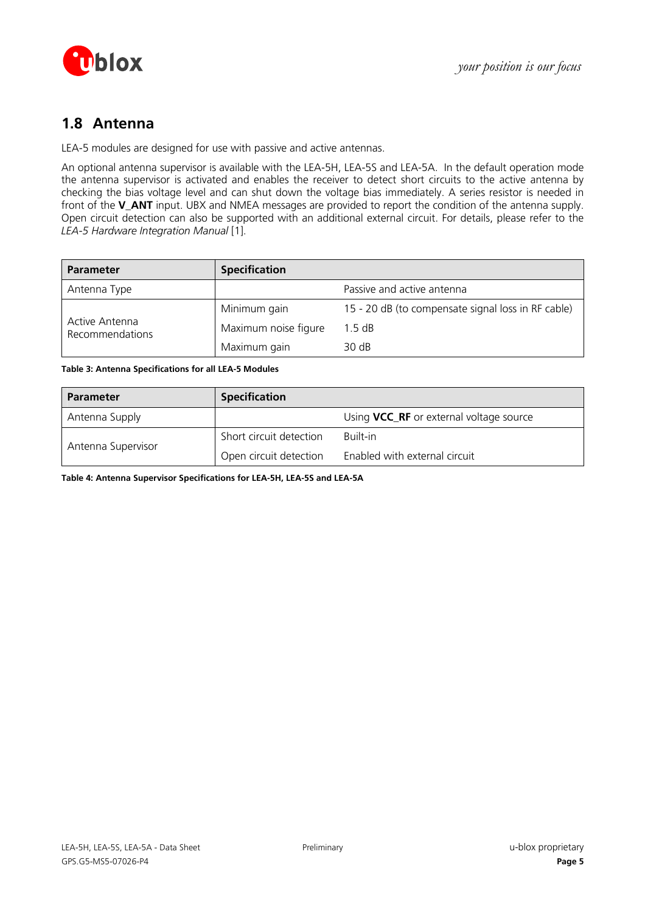## 1.8 Antenna

LEA-5 modules are designed for use with passive and active antennas.

An optional antenna supervisor is available with the LEA-5H, LEA-5S and LEA-5A. In the default operation mode the antenna supervisor is activated and enables the receiver to detect short circuits to the active antenna by checking the bias voltage level and can shut down the voltage bias immediately. A series resistor is needed in front of the **V_ANT** input. UBX and NMEA messages are provided to report the condition of the antenna supply. Open circuit detection can also be supported with an additional external circuit. For details, please refer to the *LEA-5 Hardware Integration Manual* [1].

| Parameter | Specification | |
|---|---|---|
| Antenna Type | | Passive and active antenna |
| Active Antenna Recommendations | Minimum gain | 15 - 20 dB (to compensate signal loss in RF cable) |
| | Maximum noise figure | 1.5 dB |
| | Maximum gain | 30 dB |

**Table 3: Antenna Specifications for all LEA-5 Modules**

| Parameter | Specification | |
|---|---|---|
| Antenna Supply | | Using **VCC_RF** or external voltage source |
| Antenna Supervisor | Short circuit detection | Built-in |
| | Open circuit detection | Enabled with external circuit |

**Table 4: Antenna Supervisor Specifications for LEA-5H, LEA-5S and LEA-5A**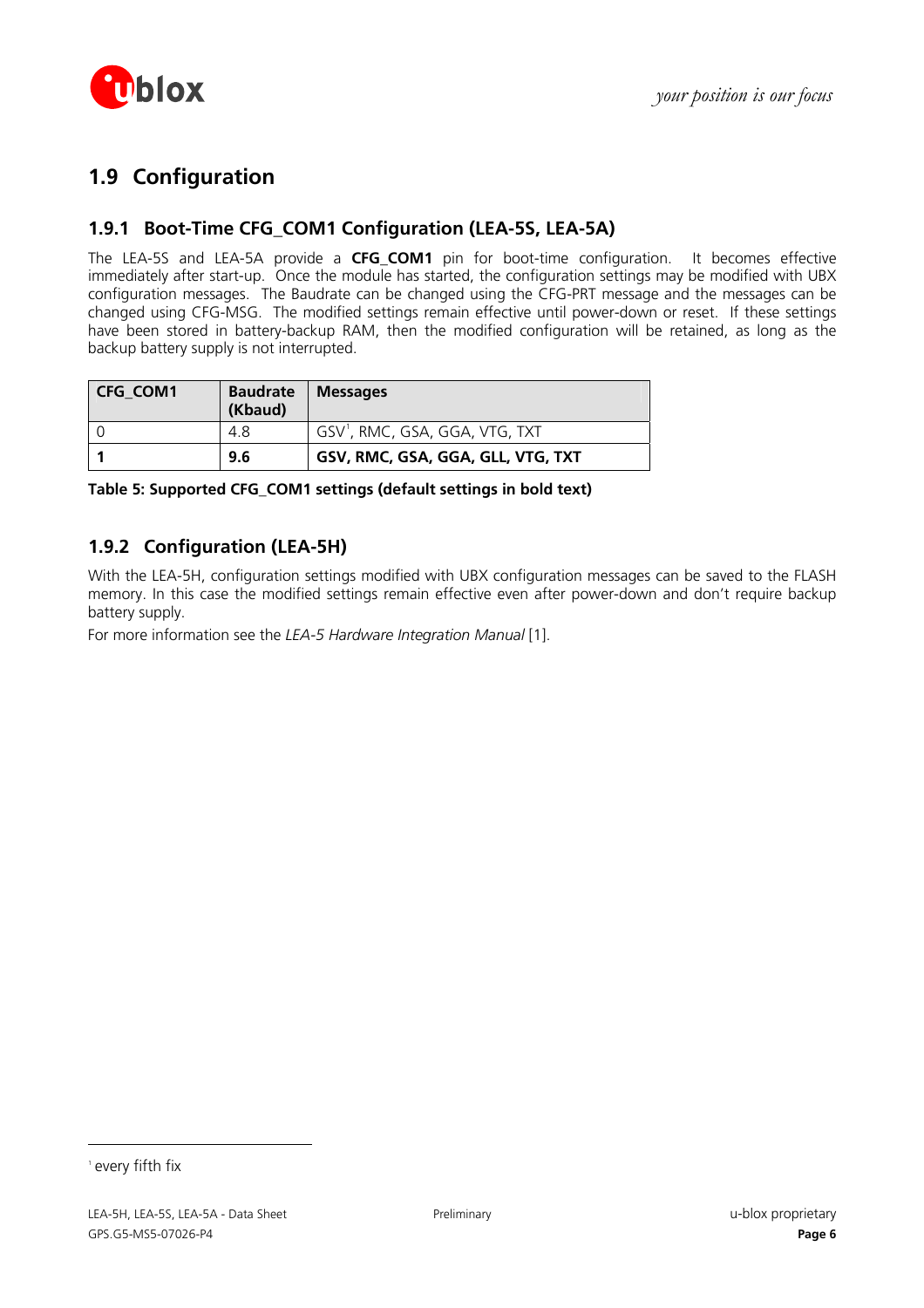## 1.9 Configuration

### 1.9.1 Boot-Time CFG_COM1 Configuration (LEA-5S, LEA-5A)

The LEA-5S and LEA-5A provide a **CFG_COM1** pin for boot-time configuration. It becomes effective immediately after start-up. Once the module has started, the configuration settings may be modified with UBX configuration messages. The Baudrate can be changed using the CFG-PRT message and the messages can be changed using CFG-MSG. The modified settings remain effective until power-down or reset. If these settings have been stored in battery-backup RAM, then the modified configuration will be retained, as long as the backup battery supply is not interrupted.

| CFG_COM1 | Baudrate (Kbaud) | Messages |
|---|---|---|
| 0 | 4.8 | GSV[1], RMC, GSA, GGA, VTG, TXT |
| **1** | **9.6** | **GSV, RMC, GSA, GGA, GLL, VTG, TXT** |

**Table 5: Supported CFG_COM1 settings (default settings in bold text)**

### 1.9.2 Configuration (LEA-5H)

With the LEA-5H, configuration settings modified with UBX configuration messages can be saved to the FLASH memory. In this case the modified settings remain effective even after power-down and don't require backup battery supply.

For more information see the *LEA-5 Hardware Integration Manual* [1].

[1] every fifth fix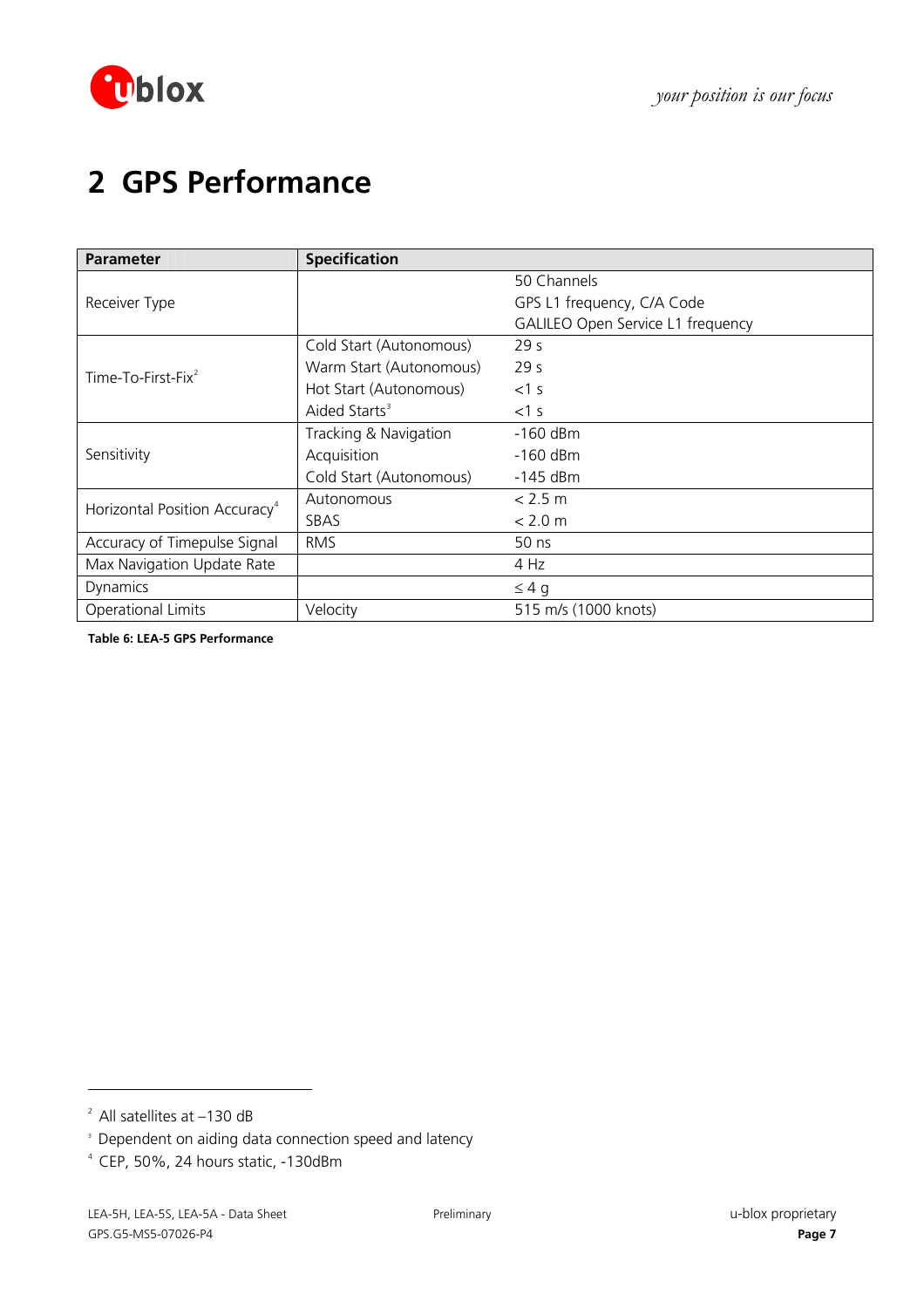# 2 GPS Performance

| Parameter | Specification | |
|---|---|---|
| Receiver Type | | 50 Channels<br>GPS L1 frequency, C/A Code<br>GALILEO Open Service L1 frequency |
| Time-To-First-Fix[2] | Cold Start (Autonomous) | 29 s |
| | Warm Start (Autonomous) | 29 s |
| | Hot Start (Autonomous) | <1 s |
| | Aided Starts[3] | <1 s |
| Sensitivity | Tracking & Navigation | -160 dBm |
| | Acquisition | -160 dBm |
| | Cold Start (Autonomous) | -145 dBm |
| Horizontal Position Accuracy[4] | Autonomous | < 2.5 m |
| | SBAS | < 2.0 m |
| Accuracy of Timepulse Signal | RMS | 50 ns |
| Max Navigation Update Rate | | 4 Hz |
| Dynamics | | ≤ 4 g |
| Operational Limits | Velocity | 515 m/s (1000 knots) |

**Table 6: LEA-5 GPS Performance**

---

[2] All satellites at –130 dB

[3] Dependent on aiding data connection speed and latency

[4] CEP, 50%, 24 hours static, -130dBm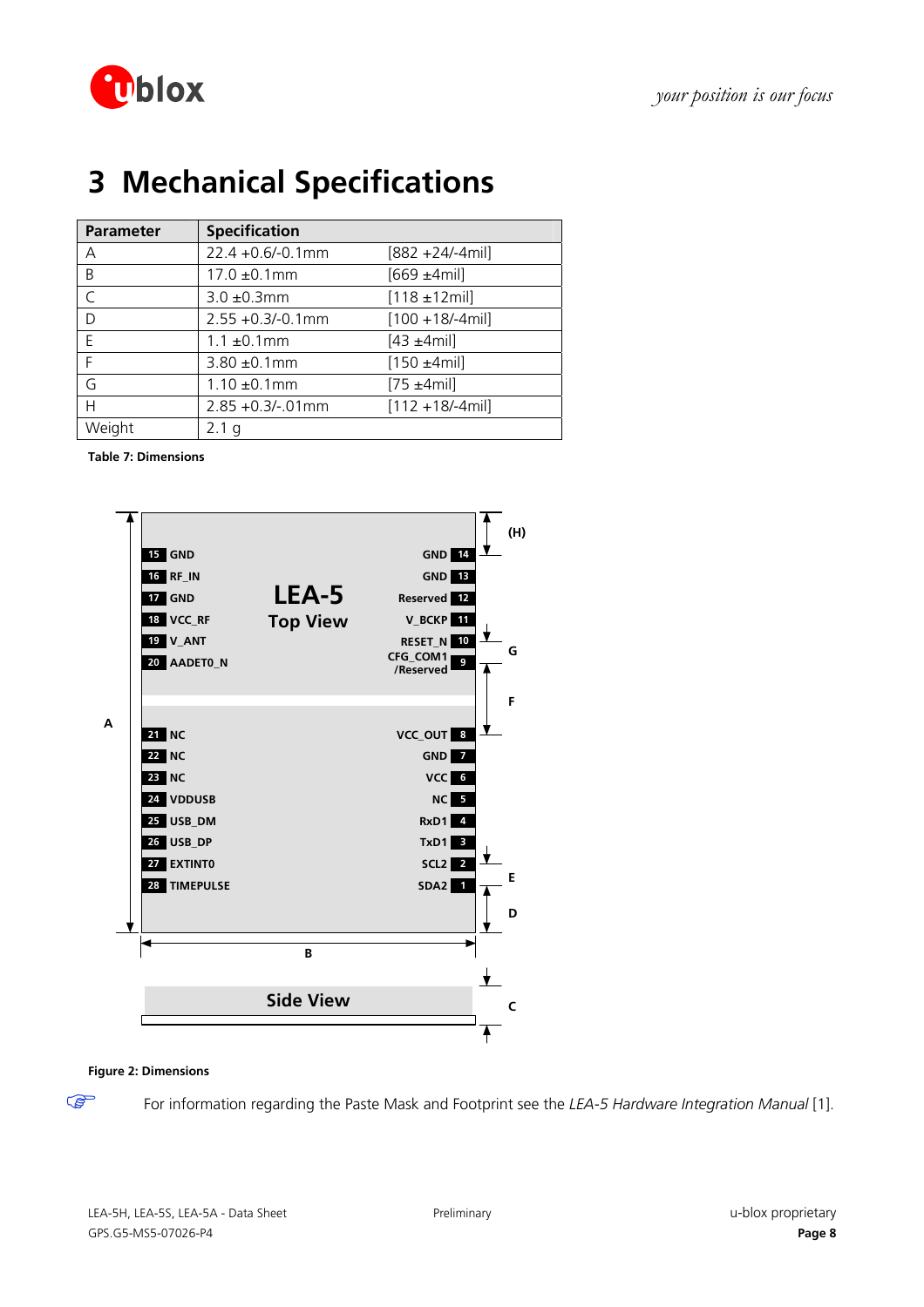# 3 Mechanical Specifications

| Parameter | Specification | |
|---|---|---|
| A | 22.4 +0.6/-0.1mm | [882 +24/-4mil] |
| B | 17.0 ±0.1mm | [669 ±4mil] |
| C | 3.0 ±0.3mm | [118 ±12mil] |
| D | 2.55 +0.3/-0.1mm | [100 +18/-4mil] |
| E | 1.1 ±0.1mm | [43 ±4mil] |
| F | 3.80 ±0.1mm | [150 ±4mil] |
| G | 1.10 ±0.1mm | [75 ±4mil] |
| H | 2.85 +0.3/-.01mm | [112 +18/-4mil] |
| Weight | 2.1 g | |

**Table 7: Dimensions**

**Figure 2: Dimensions**

For information regarding the Paste Mask and Footprint see the *LEA-5 Hardware Integration Manual* [1].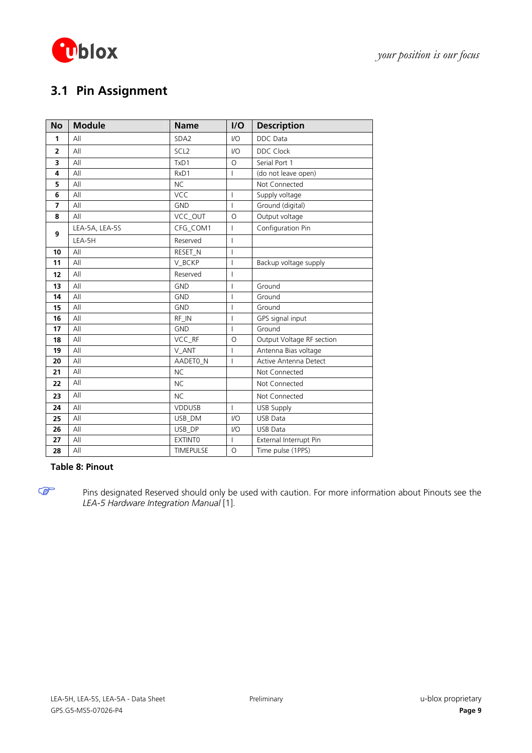## 3.1 Pin Assignment

| No | Module | Name | I/O | Description |
|---|---|---|---|---|
| **1** | All | SDA2 | I/O | DDC Data |
| **2** | All | SCL2 | I/O | DDC Clock |
| **3** | All | TxD1 | O | Serial Port 1 |
| **4** | All | RxD1 | I | (do not leave open) |
| **5** | All | NC | | Not Connected |
| **6** | All | VCC | I | Supply voltage |
| **7** | All | GND | I | Ground (digital) |
| **8** | All | VCC_OUT | O | Output voltage |
| **9** | LEA-5A, LEA-5S | CFG_COM1 | I | Configuration Pin |
| | LEA-5H | Reserved | I | |
| **10** | All | RESET_N | I | |
| **11** | All | V_BCKP | I | Backup voltage supply |
| **12** | All | Reserved | I | |
| **13** | All | GND | I | Ground |
| **14** | All | GND | I | Ground |
| **15** | All | GND | I | Ground |
| **16** | All | RF_IN | I | GPS signal input |
| **17** | All | GND | I | Ground |
| **18** | All | VCC_RF | O | Output Voltage RF section |
| **19** | All | V_ANT | I | Antenna Bias voltage |
| **20** | All | AADET0_N | I | Active Antenna Detect |
| **21** | All | NC | | Not Connected |
| **22** | All | NC | | Not Connected |
| **23** | All | NC | | Not Connected |
| **24** | All | VDDUSB | I | USB Supply |
| **25** | All | USB_DM | I/O | USB Data |
| **26** | All | USB_DP | I/O | USB Data |
| **27** | All | EXTINT0 | I | External Interrupt Pin |
| **28** | All | TIMEPULSE | O | Time pulse (1PPS) |

**Table 8: Pinout**

☞ Pins designated Reserved should only be used with caution. For more information about Pinouts see the *LEA-5 Hardware Integration Manual* [1].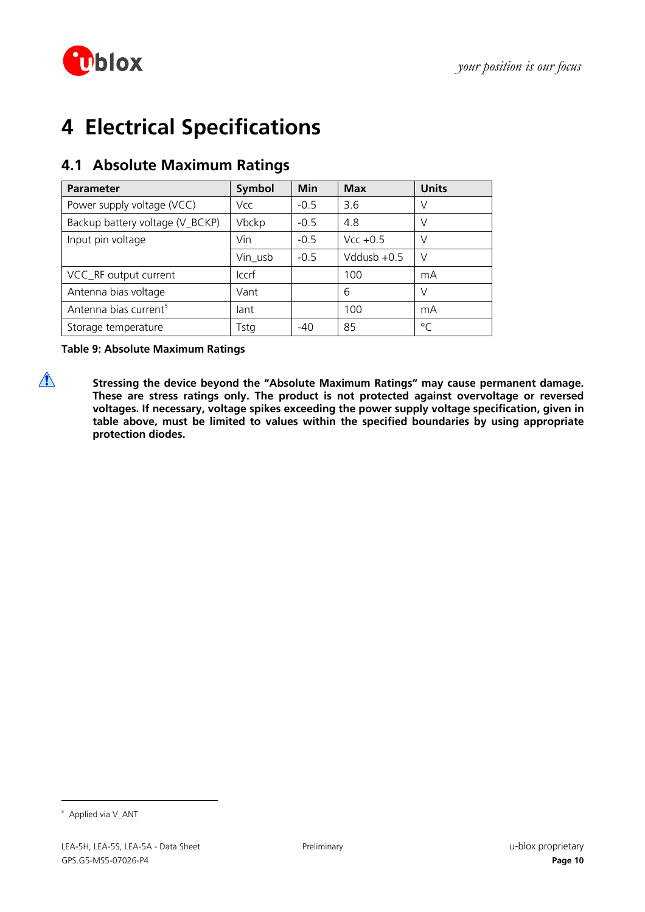# 4 Electrical Specifications

## 4.1 Absolute Maximum Ratings

| Parameter | Symbol | Min | Max | Units |
|---|---|---|---|---|
| Power supply voltage (VCC) | Vcc | -0.5 | 3.6 | V |
| Backup battery voltage (V_BCKP) | Vbckp | -0.5 | 4.8 | V |
| Input pin voltage | Vin | -0.5 | Vcc +0.5 | V |
| | Vin_usb | -0.5 | Vddusb +0.5 | V |
| VCC_RF output current | Iccrf | | 100 | mA |
| Antenna bias voltage | Vant | | 6 | V |
| Antenna bias current[5] | Iant | | 100 | mA |
| Storage temperature | Tstg | -40 | 85 | °C |

**Table 9: Absolute Maximum Ratings**

**Stressing the device beyond the "Absolute Maximum Ratings" may cause permanent damage. These are stress ratings only. The product is not protected against overvoltage or reversed voltages. If necessary, voltage spikes exceeding the power supply voltage specification, given in table above, must be limited to values within the specified boundaries by using appropriate protection diodes.**

[5] Applied via V_ANT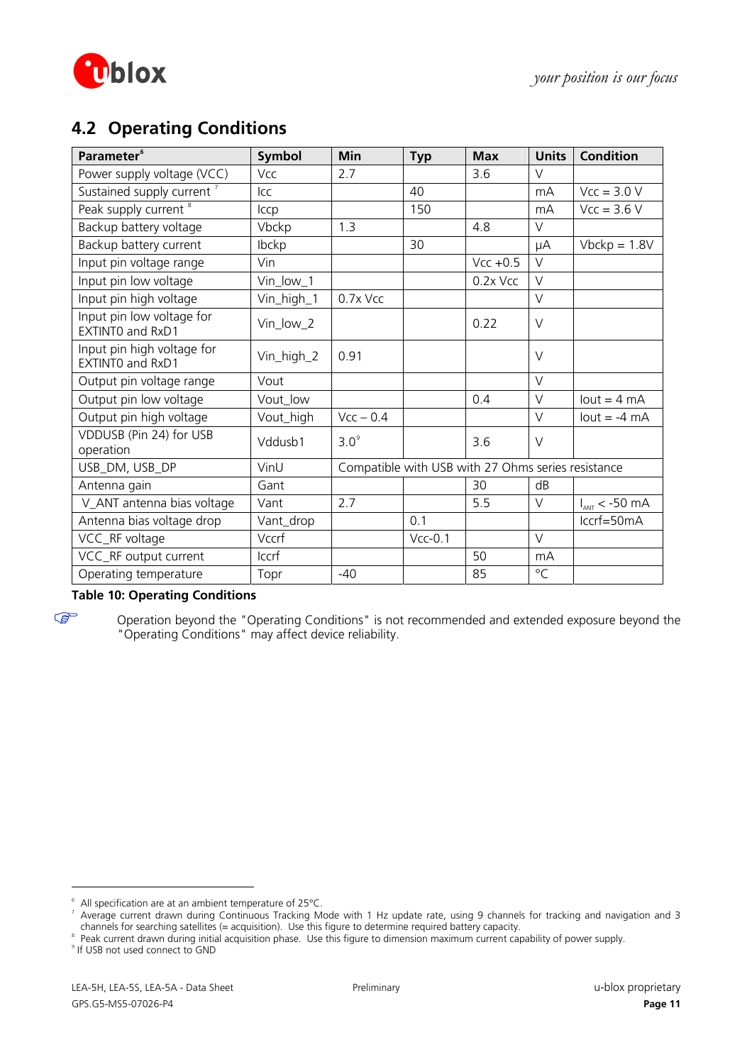## 4.2 Operating Conditions

| Parameter[6] | Symbol | Min | Typ | Max | Units | Condition |
|---|---|---|---|---|---|---|
| Power supply voltage (VCC) | Vcc | 2.7 | | 3.6 | V | |
| Sustained supply current [7] | Icc | | 40 | | mA | Vcc = 3.0 V |
| Peak supply current [8] | Iccp | | 150 | | mA | Vcc = 3.6 V |
| Backup battery voltage | Vbckp | 1.3 | | 4.8 | V | |
| Backup battery current | Ibckp | | 30 | | µA | Vbckp = 1.8V |
| Input pin voltage range | Vin | | | Vcc +0.5 | V | |
| Input pin low voltage | Vin_low_1 | | | 0.2x Vcc | V | |
| Input pin high voltage | Vin_high_1 | 0.7x Vcc | | | V | |
| Input pin low voltage for EXTINT0 and RxD1 | Vin_low_2 | | | 0.22 | V | |
| Input pin high voltage for EXTINT0 and RxD1 | Vin_high_2 | 0.91 | | | V | |
| Output pin voltage range | Vout | | | | V | |
| Output pin low voltage | Vout_low | | | 0.4 | V | Iout = 4 mA |
| Output pin high voltage | Vout_high | Vcc – 0.4 | | | V | Iout = -4 mA |
| VDDUSB (Pin 24) for USB operation | Vddusb1 | 3.0[9] | | 3.6 | V | |
| USB_DM, USB_DP | VinU | Compatible with USB with 27 Ohms series resistance | | | | |
| Antenna gain | Gant | | | 30 | dB | |
| V_ANT antenna bias voltage | Vant | 2.7 | | 5.5 | V | $I_{ANT}$ < -50 mA |
| Antenna bias voltage drop | Vant_drop | | 0.1 | | | Iccrf=50mA |
| VCC_RF voltage | Vccrf | | Vcc-0.1 | | V | |
| VCC_RF output current | Iccrf | | | 50 | mA | |
| Operating temperature | Topr | -40 | | 85 | °C | |

**Table 10: Operating Conditions**

☞ Operation beyond the "Operating Conditions" is not recommended and extended exposure beyond the "Operating Conditions" may affect device reliability.

[6] All specification are at an ambient temperature of 25°C.

[7] Average current drawn during Continuous Tracking Mode with 1 Hz update rate, using 9 channels for tracking and navigation and 3 channels for searching satellites (= acquisition). Use this figure to determine required battery capacity.

[8] Peak current drawn during initial acquisition phase. Use this figure to dimension maximum current capability of power supply.

[9] If USB not used connect to GND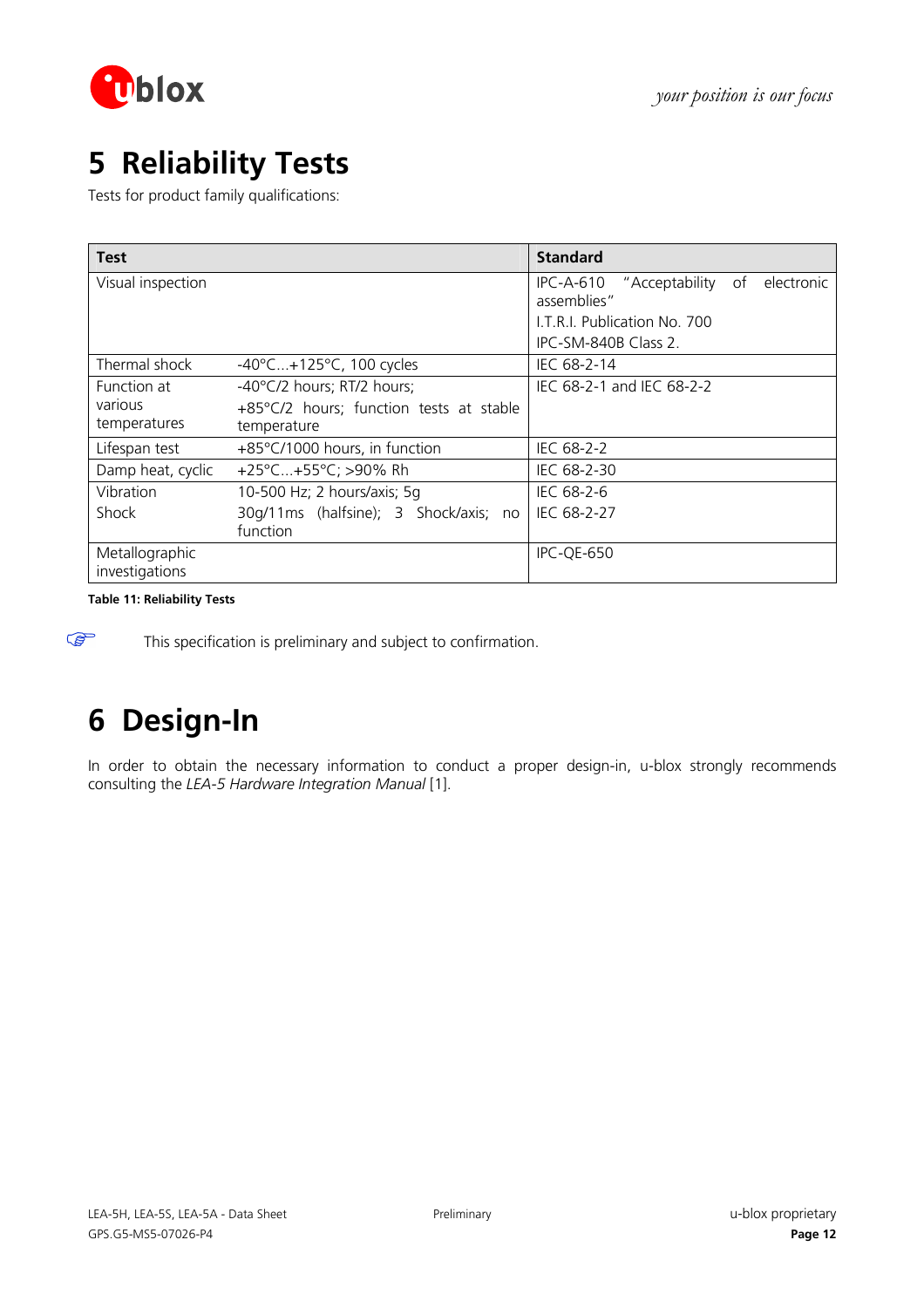# 5 Reliability Tests

Tests for product family qualifications:

| Test | | Standard |
|---|---|---|
| Visual inspection | | IPC-A-610 "Acceptability of electronic assemblies"<br>I.T.R.I. Publication No. 700<br>IPC-SM-840B Class 2. |
| Thermal shock | -40°C...+125°C, 100 cycles | IEC 68-2-14 |
| Function at various temperatures | -40°C/2 hours; RT/2 hours;<br>+85°C/2 hours; function tests at stable temperature | IEC 68-2-1 and IEC 68-2-2 |
| Lifespan test | +85°C/1000 hours, in function | IEC 68-2-2 |
| Damp heat, cyclic | +25°C...+55°C; >90% Rh | IEC 68-2-30 |
| Vibration<br>Shock | 10-500 Hz; 2 hours/axis; 5g<br>30g/11ms (halfsine); 3 Shock/axis; no function | IEC 68-2-6<br>IEC 68-2-27 |
| Metallographic investigations | | IPC-QE-650 |

**Table 11: Reliability Tests**

☞ This specification is preliminary and subject to confirmation.

# 6 Design-In

In order to obtain the necessary information to conduct a proper design-in, u-blox strongly recommends consulting the *LEA-5 Hardware Integration Manual* [1].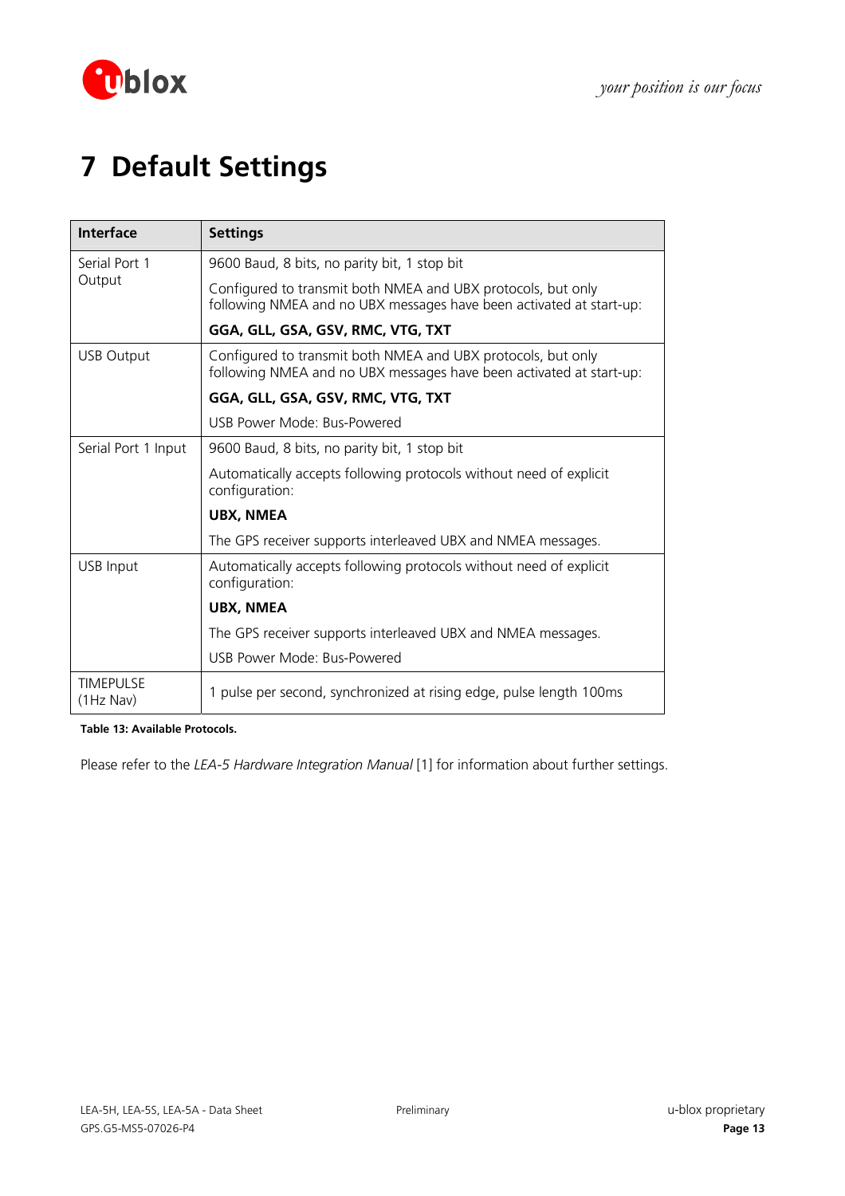# 7 Default Settings

| Interface | Settings |
|---|---|
| Serial Port 1 Output | 9600 Baud, 8 bits, no parity bit, 1 stop bit |
| | Configured to transmit both NMEA and UBX protocols, but only following NMEA and no UBX messages have been activated at start-up: |
| | **GGA, GLL, GSA, GSV, RMC, VTG, TXT** |
| USB Output | Configured to transmit both NMEA and UBX protocols, but only following NMEA and no UBX messages have been activated at start-up: |
| | **GGA, GLL, GSA, GSV, RMC, VTG, TXT** |
| | USB Power Mode: Bus-Powered |
| Serial Port 1 Input | 9600 Baud, 8 bits, no parity bit, 1 stop bit |
| | Automatically accepts following protocols without need of explicit configuration: |
| | **UBX, NMEA** |
| | The GPS receiver supports interleaved UBX and NMEA messages. |
| USB Input | Automatically accepts following protocols without need of explicit configuration: |
| | **UBX, NMEA** |
| | The GPS receiver supports interleaved UBX and NMEA messages. |
| | USB Power Mode: Bus-Powered |
| TIMEPULSE (1Hz Nav) | 1 pulse per second, synchronized at rising edge, pulse length 100ms |

**Table 13: Available Protocols.**

Please refer to the *LEA-5 Hardware Integration Manual* [1] for information about further settings.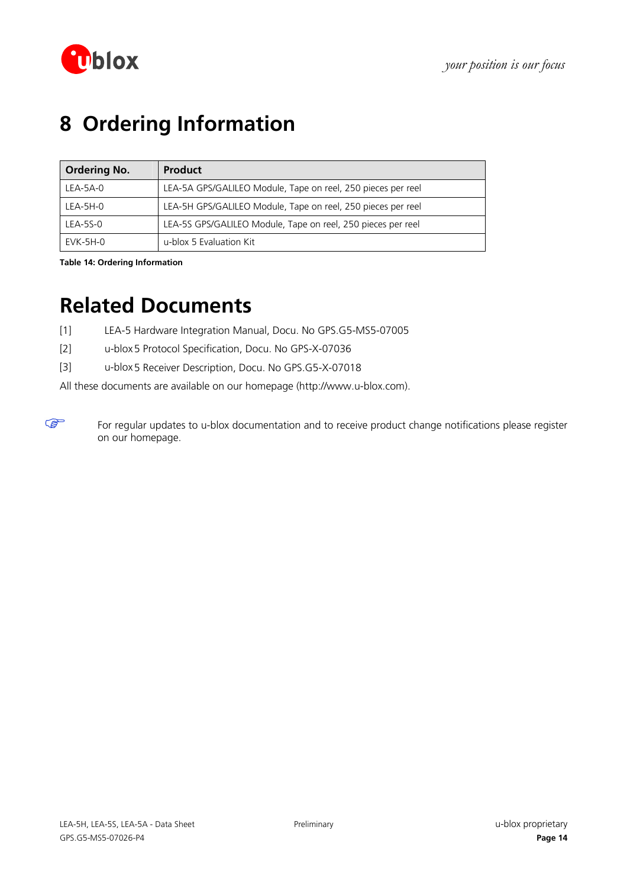# 8 Ordering Information

| Ordering No. | Product |
|---|---|
| LEA-5A-0 | LEA-5A GPS/GALILEO Module, Tape on reel, 250 pieces per reel |
| LEA-5H-0 | LEA-5H GPS/GALILEO Module, Tape on reel, 250 pieces per reel |
| LEA-5S-0 | LEA-5S GPS/GALILEO Module, Tape on reel, 250 pieces per reel |
| EVK-5H-0 | u-blox 5 Evaluation Kit |

**Table 14: Ordering Information**

# Related Documents

[1] LEA-5 Hardware Integration Manual, Docu. No GPS.G5-MS5-07005

[2] u-blox 5 Protocol Specification, Docu. No GPS-X-07036

[3] u-blox 5 Receiver Description, Docu. No GPS.G5-X-07018

All these documents are available on our homepage (http://www.u-blox.com).

☞ For regular updates to u-blox documentation and to receive product change notifications please register on our homepage.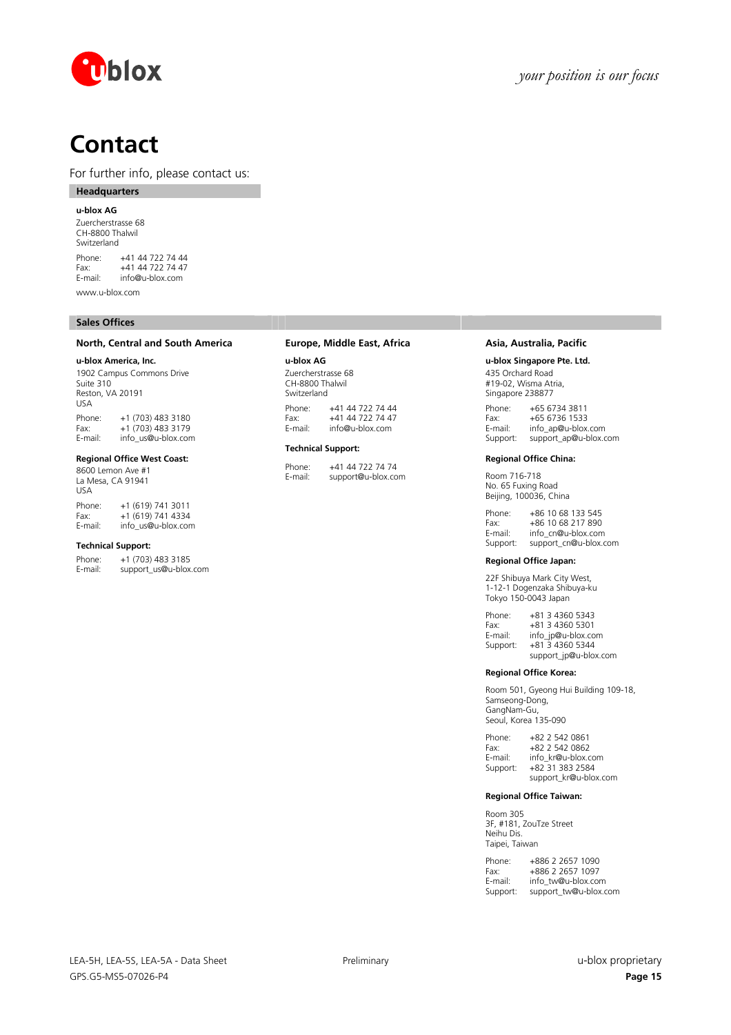# Contact

For further info, please contact us:

## Headquarters

**u-blox AG**
Zuercherstrasse 68
CH-8800 Thalwil
Switzerland

Phone: +41 44 722 74 44
Fax: +41 44 722 74 47
E-mail: info@u-blox.com

www.u-blox.com

## Sales Offices

### North, Central and South America

**u-blox America, Inc.**
1902 Campus Commons Drive
Suite 310
Reston, VA 20191
USA

Phone: +1 (703) 483 3180
Fax: +1 (703) 483 3179
E-mail: info_us@u-blox.com

**Regional Office West Coast:**
8600 Lemon Ave #1
La Mesa, CA 91941
USA

Phone: +1 (619) 741 3011
Fax: +1 (619) 741 4334
E-mail: info_us@u-blox.com

**Technical Support:**

Phone: +1 (703) 483 3185
E-mail: support_us@u-blox.com

### Europe, Middle East, Africa

**u-blox AG**
Zuercherstrasse 68
CH-8800 Thalwil
Switzerland

Phone: +41 44 722 74 44
Fax: +41 44 722 74 47
E-mail: info@u-blox.com

**Technical Support:**

Phone: +41 44 722 74 74
E-mail: support@u-blox.com

### Asia, Australia, Pacific

**u-blox Singapore Pte. Ltd.**
435 Orchard Road
#19-02, Wisma Atria,
Singapore 238877

Phone: +65 6734 3811
Fax: +65 6736 1533
E-mail: info_ap@u-blox.com
Support: support_ap@u-blox.com

**Regional Office China:**

Room 716-718
No. 65 Fuxing Road
Beijing, 100036, China

Phone: +86 10 68 133 545
Fax: +86 10 68 217 890
E-mail: info_cn@u-blox.com
Support: support_cn@u-blox.com

**Regional Office Japan:**

22F Shibuya Mark City West,
1-12-1 Dogenzaka Shibuya-ku
Tokyo 150-0043 Japan

Phone: +81 3 4360 5343
Fax: +81 3 4360 5301
E-mail: info_jp@u-blox.com
Support: +81 3 4360 5344
support_jp@u-blox.com

**Regional Office Korea:**

Room 501, Gyeong Hui Building 109-18,
Samseong-Dong,
GangNam-Gu,
Seoul, Korea 135-090

Phone: +82 2 542 0861
Fax: +82 2 542 0862
E-mail: info_kr@u-blox.com
Support: +82 31 383 2584
support_kr@u-blox.com

**Regional Office Taiwan:**

Room 305
3F, #181, ZouTze Street
Neihu Dis.
Taipei, Taiwan

Phone: +886 2 2657 1090
Fax: +886 2 2657 1097
E-mail: info_tw@u-blox.com
Support: support_tw@u-blox.com